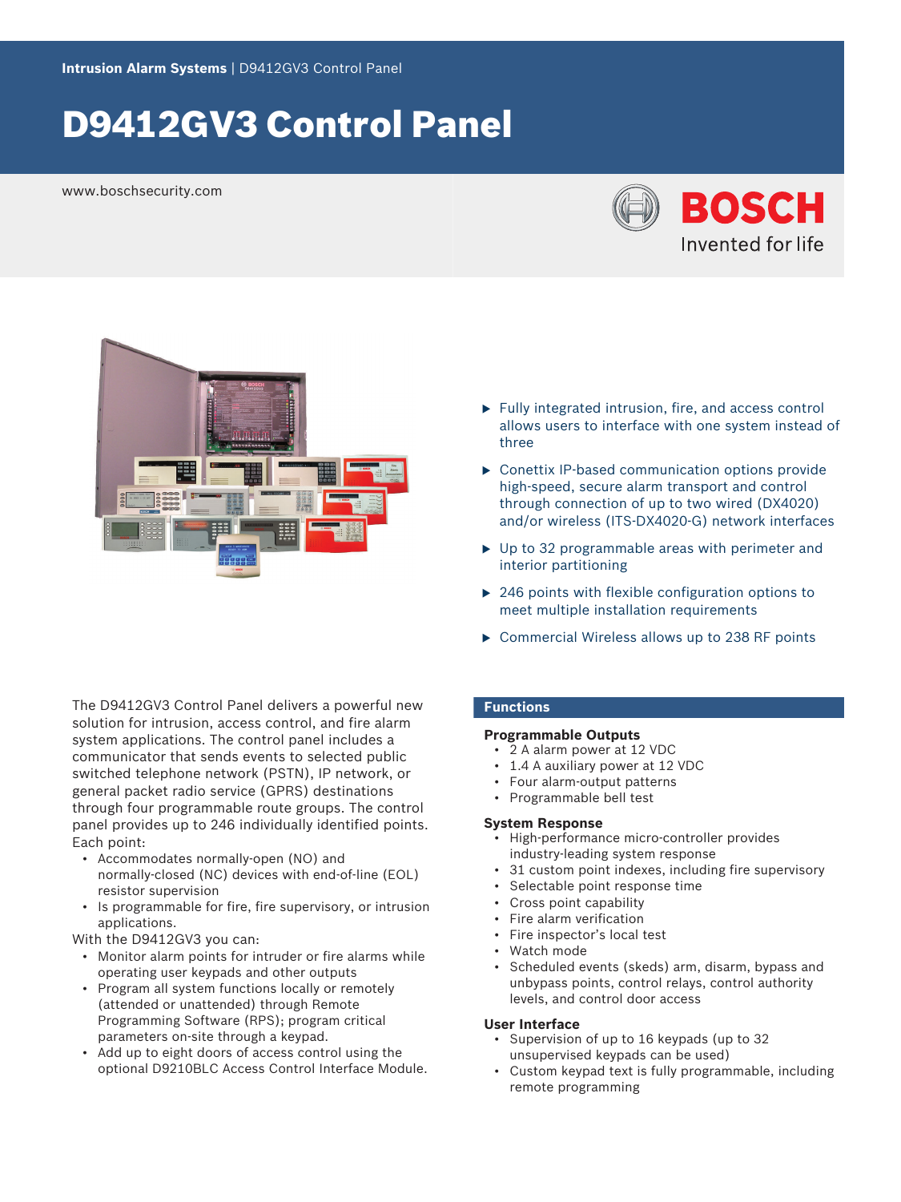Intrusion Alarm Systems | D9412GV3 Control Panel

# D9412GV3 Control Panel

www.boschsecurity.com

BOSCH
Invented for life

- Fully integrated intrusion, fire, and access control allows users to interface with one system instead of three
- Conettix IP-based communication options provide high-speed, secure alarm transport and control through connection of up to two wired (DX4020) and/or wireless (ITS-DX4020-G) network interfaces
- Up to 32 programmable areas with perimeter and interior partitioning
- 246 points with flexible configuration options to meet multiple installation requirements
- Commercial Wireless allows up to 238 RF points

The D9412GV3 Control Panel delivers a powerful new solution for intrusion, access control, and fire alarm system applications. The control panel includes a communicator that sends events to selected public switched telephone network (PSTN), IP network, or general packet radio service (GPRS) destinations through four programmable route groups. The control panel provides up to 246 individually identified points. Each point:

- Accommodates normally-open (NO) and normally-closed (NC) devices with end-of-line (EOL) resistor supervision
- Is programmable for fire, fire supervisory, or intrusion applications.

With the D9412GV3 you can:

- Monitor alarm points for intruder or fire alarms while operating user keypads and other outputs
- Program all system functions locally or remotely (attended or unattended) through Remote Programming Software (RPS); program critical parameters on-site through a keypad.
- Add up to eight doors of access control using the optional D9210BLC Access Control Interface Module.

## Functions

### Programmable Outputs

- 2 A alarm power at 12 VDC
- 1.4 A auxiliary power at 12 VDC
- Four alarm-output patterns
- Programmable bell test

### System Response

- High-performance micro-controller provides industry-leading system response
- 31 custom point indexes, including fire supervisory
- Selectable point response time
- Cross point capability
- Fire alarm verification
- Fire inspector's local test
- Watch mode
- Scheduled events (skeds) arm, disarm, bypass and unbypass points, control relays, control authority levels, and control door access

### User Interface

- Supervision of up to 16 keypads (up to 32 unsupervised keypads can be used)
- Custom keypad text is fully programmable, including remote programming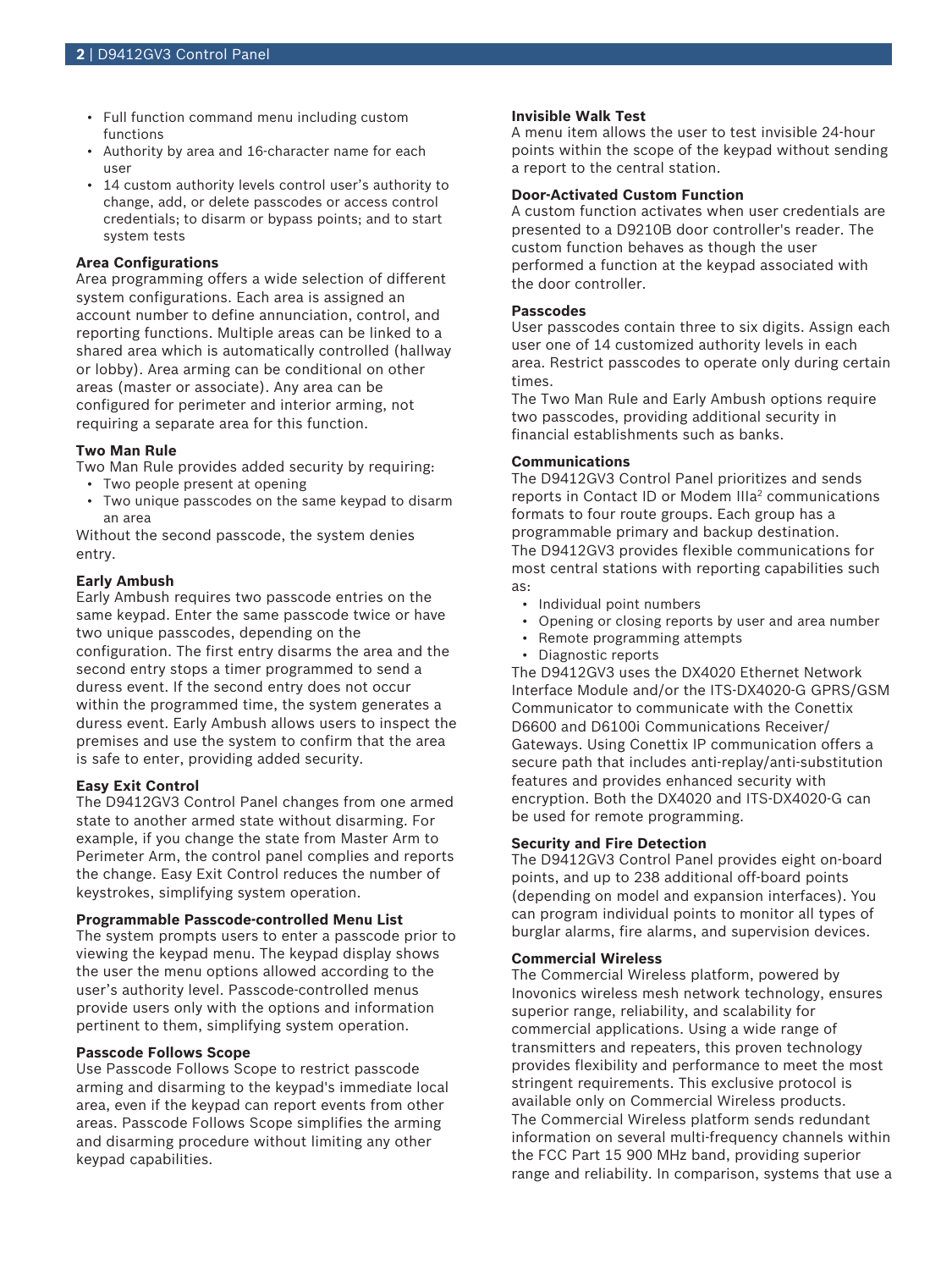- Full function command menu including custom functions
- Authority by area and 16-character name for each user
- 14 custom authority levels control user's authority to change, add, or delete passcodes or access control credentials; to disarm or bypass points; and to start system tests

### Area Configurations

Area programming offers a wide selection of different system configurations. Each area is assigned an account number to define annunciation, control, and reporting functions. Multiple areas can be linked to a shared area which is automatically controlled (hallway or lobby). Area arming can be conditional on other areas (master or associate). Any area can be configured for perimeter and interior arming, not requiring a separate area for this function.

### Two Man Rule

Two Man Rule provides added security by requiring:

- Two people present at opening
- Two unique passcodes on the same keypad to disarm an area

Without the second passcode, the system denies entry.

### Early Ambush

Early Ambush requires two passcode entries on the same keypad. Enter the same passcode twice or have two unique passcodes, depending on the configuration. The first entry disarms the area and the second entry stops a timer programmed to send a duress event. If the second entry does not occur within the programmed time, the system generates a duress event. Early Ambush allows users to inspect the premises and use the system to confirm that the area is safe to enter, providing added security.

### Easy Exit Control

The D9412GV3 Control Panel changes from one armed state to another armed state without disarming. For example, if you change the state from Master Arm to Perimeter Arm, the control panel complies and reports the change. Easy Exit Control reduces the number of keystrokes, simplifying system operation.

### Programmable Passcode-controlled Menu List

The system prompts users to enter a passcode prior to viewing the keypad menu. The keypad display shows the user the menu options allowed according to the user's authority level. Passcode-controlled menus provide users only with the options and information pertinent to them, simplifying system operation.

### Passcode Follows Scope

Use Passcode Follows Scope to restrict passcode arming and disarming to the keypad's immediate local area, even if the keypad can report events from other areas. Passcode Follows Scope simplifies the arming and disarming procedure without limiting any other keypad capabilities.

### Invisible Walk Test

A menu item allows the user to test invisible 24-hour points within the scope of the keypad without sending a report to the central station.

### Door-Activated Custom Function

A custom function activates when user credentials are presented to a D9210B door controller's reader. The custom function behaves as though the user performed a function at the keypad associated with the door controller.

### Passcodes

User passcodes contain three to six digits. Assign each user one of 14 customized authority levels in each area. Restrict passcodes to operate only during certain times.

The Two Man Rule and Early Ambush options require two passcodes, providing additional security in financial establishments such as banks.

### Communications

The D9412GV3 Control Panel prioritizes and sends reports in Contact ID or Modem IIIa[2] communications formats to four route groups. Each group has a programmable primary and backup destination.

The D9412GV3 provides flexible communications for most central stations with reporting capabilities such as:

- Individual point numbers
- Opening or closing reports by user and area number
- Remote programming attempts
- Diagnostic reports

The D9412GV3 uses the DX4020 Ethernet Network Interface Module and/or the ITS-DX4020-G GPRS/GSM Communicator to communicate with the Conettix D6600 and D6100i Communications Receiver/ Gateways. Using Conettix IP communication offers a secure path that includes anti-replay/anti-substitution features and provides enhanced security with encryption. Both the DX4020 and ITS-DX4020-G can be used for remote programming.

### Security and Fire Detection

The D9412GV3 Control Panel provides eight on-board points, and up to 238 additional off-board points (depending on model and expansion interfaces). You can program individual points to monitor all types of burglar alarms, fire alarms, and supervision devices.

### Commercial Wireless

The Commercial Wireless platform, powered by Inovonics wireless mesh network technology, ensures superior range, reliability, and scalability for commercial applications. Using a wide range of transmitters and repeaters, this proven technology provides flexibility and performance to meet the most stringent requirements. This exclusive protocol is available only on Commercial Wireless products.

The Commercial Wireless platform sends redundant information on several multi-frequency channels within the FCC Part 15 900 MHz band, providing superior range and reliability. In comparison, systems that use a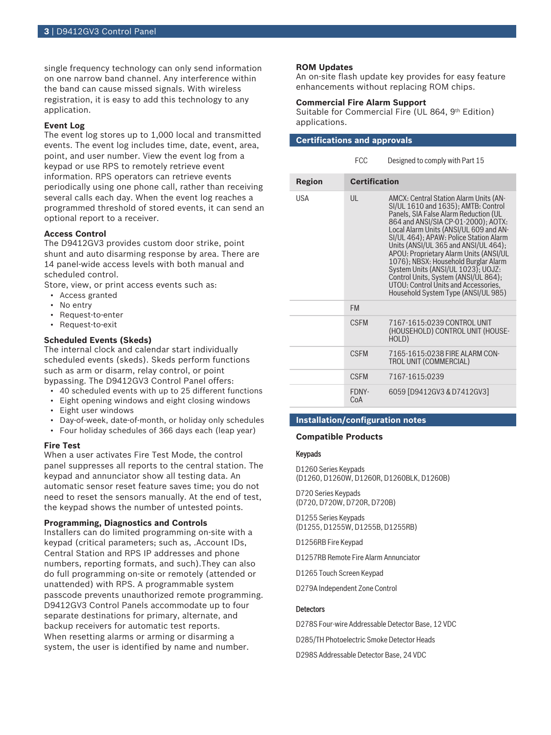single frequency technology can only send information on one narrow band channel. Any interference within the band can cause missed signals. With wireless registration, it is easy to add this technology to any application.

### Event Log

The event log stores up to 1,000 local and transmitted events. The event log includes time, date, event, area, point, and user number. View the event log from a keypad or use RPS to remotely retrieve event information. RPS operators can retrieve events periodically using one phone call, rather than receiving several calls each day. When the event log reaches a programmed threshold of stored events, it can send an optional report to a receiver.

### Access Control

The D9412GV3 provides custom door strike, point shunt and auto disarming response by area. There are 14 panel-wide access levels with both manual and scheduled control.

Store, view, or print access events such as:

- Access granted
- No entry
- Request-to-enter
- Request-to-exit

### Scheduled Events (Skeds)

The internal clock and calendar start individually scheduled events (skeds). Skeds perform functions such as arm or disarm, relay control, or point bypassing. The D9412GV3 Control Panel offers:

- 40 scheduled events with up to 25 different functions
- Eight opening windows and eight closing windows
- Eight user windows
- Day-of-week, date-of-month, or holiday only schedules
- Four holiday schedules of 366 days each (leap year)

### Fire Test

When a user activates Fire Test Mode, the control panel suppresses all reports to the central station. The keypad and annunciator show all testing data. An automatic sensor reset feature saves time; you do not need to reset the sensors manually. At the end of test, the keypad shows the number of untested points.

### Programming, Diagnostics and Controls

Installers can do limited programming on-site with a keypad (critical parameters; such as, .Account IDs, Central Station and RPS IP addresses and phone numbers, reporting formats, and such).They can also do full programming on-site or remotely (attended or unattended) with RPS. A programmable system passcode prevents unauthorized remote programming. D9412GV3 Control Panels accommodate up to four separate destinations for primary, alternate, and backup receivers for automatic test reports.

When resetting alarms or arming or disarming a system, the user is identified by name and number.

### ROM Updates

An on-site flash update key provides for easy feature enhancements without replacing ROM chips.

### Commercial Fire Alarm Support

Suitable for Commercial Fire (UL 864, 9th Edition) applications.

## Certifications and approvals

| | FCC | Designed to comply with Part 15 |
|---|---|---|

| Region | Certification | |
|---|---|---|
| USA | UL | AMCX: Central Station Alarm Units (ANSI/UL 1610 and 1635); AMTB: Control Panels, SIA False Alarm Reduction (UL 864 and ANSI/SIA CP-01-2000); AOTX: Local Alarm Units (ANSI/UL 609 and ANSI/UL 464); APAW: Police Station Alarm Units (ANSI/UL 365 and ANSI/UL 464); APOU: Proprietary Alarm Units (ANSI/UL 1076); NBSX: Household Burglar Alarm System Units (ANSI/UL 1023); UOJZ: Control Units, System (ANSI/UL 864); UTOU: Control Units and Accessories, Household System Type (ANSI/UL 985) |
| | FM | |
| | CSFM | 7167-1615:0239 CONTROL UNIT (HOUSEHOLD) CONTROL UNIT (HOUSEHOLD) |
| | CSFM | 7165-1615:0238 FIRE ALARM CONTROL UNIT (COMMERCIAL) |
| | CSFM | 7167-1615:0239 |
| | FDNY-CoA | 6059 [D9412GV3 & D7412GV3] |

## Installation/configuration notes

### Compatible Products

#### Keypads

D1260 Series Keypads
(D1260, D1260W, D1260R, D1260BLK, D1260B)

D720 Series Keypads
(D720, D720W, D720R, D720B)

D1255 Series Keypads
(D1255, D1255W, D1255B, D1255RB)

D1256RB Fire Keypad

D1257RB Remote Fire Alarm Annunciator

D1265 Touch Screen Keypad

D279A Independent Zone Control

#### Detectors

D278S Four-wire Addressable Detector Base, 12 VDC

D285/TH Photoelectric Smoke Detector Heads

D298S Addressable Detector Base, 24 VDC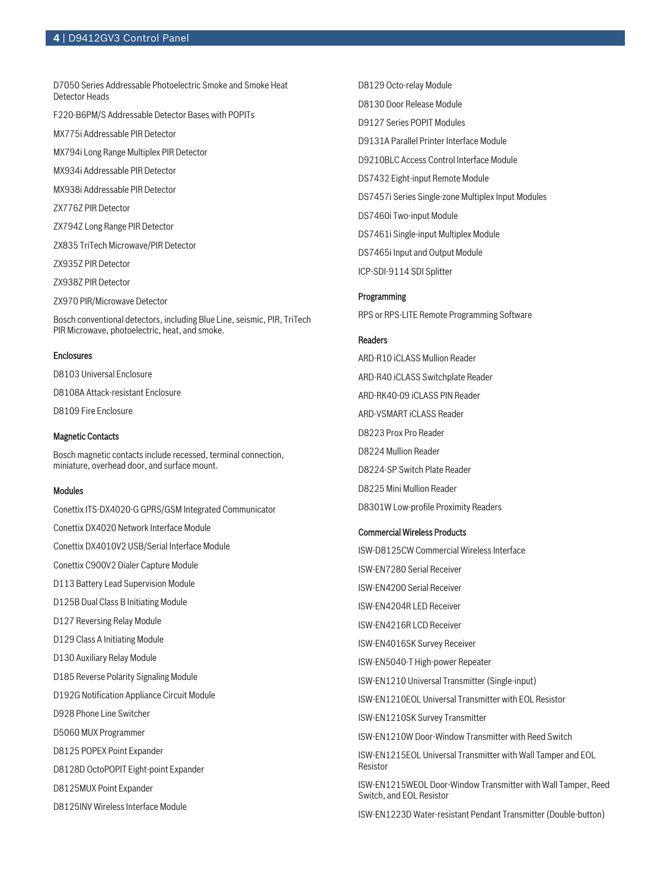D7050 Series Addressable Photoelectric Smoke and Smoke Heat Detector Heads

F220-B6PM/S Addressable Detector Bases with POPITs

MX775i Addressable PIR Detector

MX794i Long Range Multiplex PIR Detector

MX934i Addressable PIR Detector

MX938i Addressable PIR Detector

ZX776Z PIR Detector

ZX794Z Long Range PIR Detector

ZX835 TriTech Microwave/PIR Detector

ZX935Z PIR Detector

ZX938Z PIR Detector

ZX970 PIR/Microwave Detector

Bosch conventional detectors, including Blue Line, seismic, PIR, TriTech PIR Microwave, photoelectric, heat, and smoke.

### Enclosures

D8103 Universal Enclosure

D8108A Attack-resistant Enclosure

D8109 Fire Enclosure

### Magnetic Contacts

Bosch magnetic contacts include recessed, terminal connection, miniature, overhead door, and surface mount.

### Modules

Conettix ITS-DX4020-G GPRS/GSM Integrated Communicator

Conettix DX4020 Network Interface Module

Conettix DX4010V2 USB/Serial Interface Module

Conettix C900V2 Dialer Capture Module

D113 Battery Lead Supervision Module

D125B Dual Class B Initiating Module

D127 Reversing Relay Module

D129 Class A Initiating Module

D130 Auxiliary Relay Module

D185 Reverse Polarity Signaling Module

D192G Notification Appliance Circuit Module

D928 Phone Line Switcher

D5060 MUX Programmer

D8125 POPEX Point Expander

D8128D OctoPOPIT Eight-point Expander

D8125MUX Point Expander

D8125INV Wireless Interface Module

D8129 Octo-relay Module

D8130 Door Release Module

D9127 Series POPIT Modules

D9131A Parallel Printer Interface Module

D9210BLC Access Control Interface Module

DS7432 Eight-input Remote Module

DS7457i Series Single-zone Multiplex Input Modules

DS7460i Two-input Module

DS7461i Single-input Multiplex Module

DS7465i Input and Output Module

ICP-SDI-9114 SDI Splitter

### Programming

RPS or RPS-LITE Remote Programming Software

### Readers

ARD-R10 iCLASS Mullion Reader

ARD-R40 iCLASS Switchplate Reader

ARD-RK40-09 iCLASS PIN Reader

ARD-VSMART iCLASS Reader

D8223 Prox Pro Reader

D8224 Mullion Reader

D8224-SP Switch Plate Reader

D8225 Mini Mullion Reader

D8301W Low-profile Proximity Readers

### Commercial Wireless Products

ISW-D8125CW Commercial Wireless Interface

ISW-EN7280 Serial Receiver

ISW-EN4200 Serial Receiver

ISW-EN4204R LED Receiver

ISW-EN4216R LCD Receiver

ISW-EN4016SK Survey Receiver

ISW-EN5040-T High-power Repeater

ISW-EN1210 Universal Transmitter (Single-input)

ISW-EN1210EOL Universal Transmitter with EOL Resistor

ISW-EN1210SK Survey Transmitter

ISW-EN1210W Door-Window Transmitter with Reed Switch

ISW-EN1215EOL Universal Transmitter with Wall Tamper and EOL Resistor

ISW-EN1215WEOL Door-Window Transmitter with Wall Tamper, Reed Switch, and EOL Resistor

ISW-EN1223D Water-resistant Pendant Transmitter (Double-button)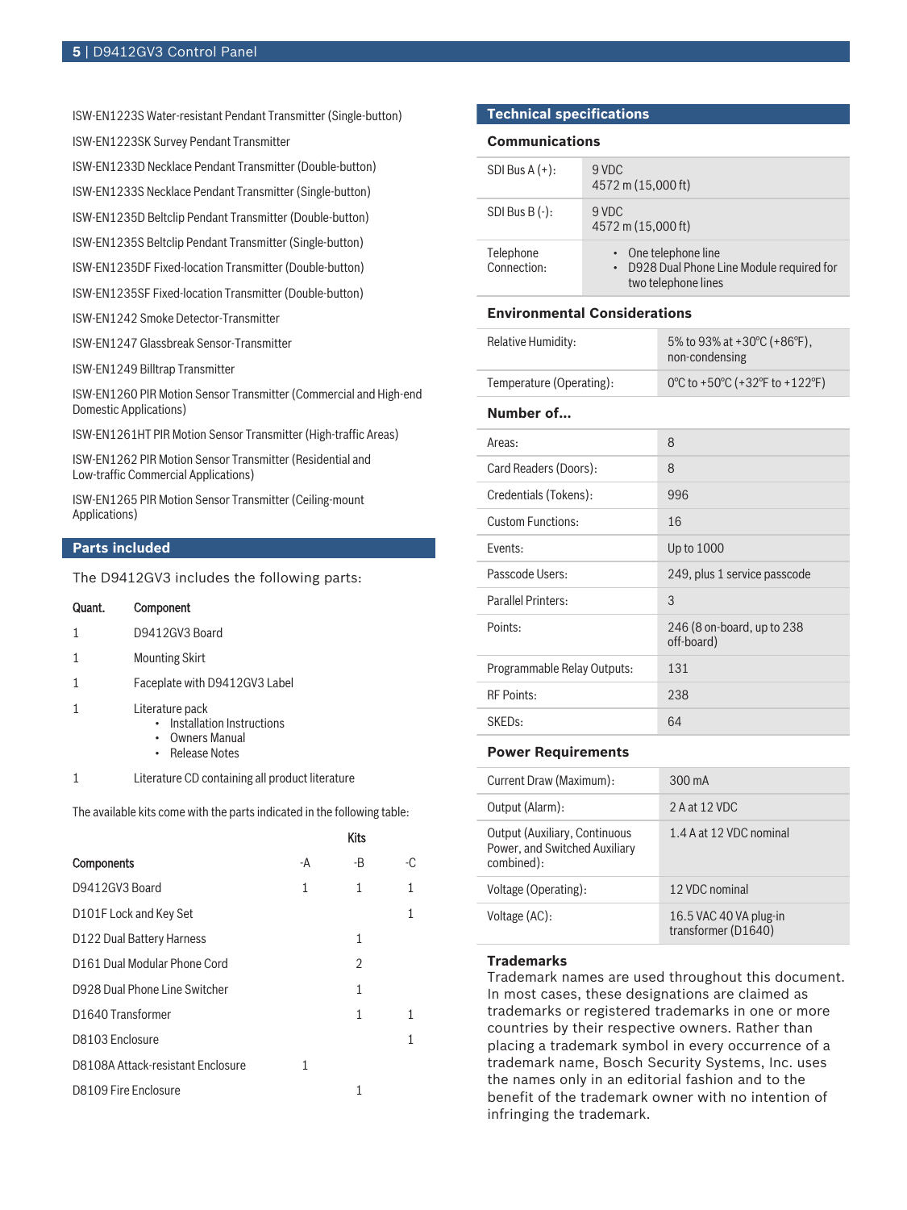ISW-EN1223S Water-resistant Pendant Transmitter (Single-button)

ISW-EN1223SK Survey Pendant Transmitter

ISW-EN1233D Necklace Pendant Transmitter (Double-button)

ISW-EN1233S Necklace Pendant Transmitter (Single-button)

ISW-EN1235D Beltclip Pendant Transmitter (Double-button)

ISW-EN1235S Beltclip Pendant Transmitter (Single-button)

ISW-EN1235DF Fixed-location Transmitter (Double-button)

ISW-EN1235SF Fixed-location Transmitter (Double-button)

ISW-EN1242 Smoke Detector-Transmitter

ISW-EN1247 Glassbreak Sensor-Transmitter

ISW-EN1249 Billtrap Transmitter

ISW-EN1260 PIR Motion Sensor Transmitter (Commercial and High-end Domestic Applications)

ISW-EN1261HT PIR Motion Sensor Transmitter (High-traffic Areas)

ISW-EN1262 PIR Motion Sensor Transmitter (Residential and Low-traffic Commercial Applications)

ISW-EN1265 PIR Motion Sensor Transmitter (Ceiling-mount Applications)

## Parts included

The D9412GV3 includes the following parts:

| Quant. | Component |
|---|---|
| 1 | D9412GV3 Board |
| 1 | Mounting Skirt |
| 1 | Faceplate with D9412GV3 Label |
| 1 | Literature pack<br>• Installation Instructions<br>• Owners Manual<br>• Release Notes |
| 1 | Literature CD containing all product literature |

The available kits come with the parts indicated in the following table:

| | Kits | | |
|---|---|---|---|
| **Components** | -A | -B | -C |
| D9412GV3 Board | 1 | 1 | 1 |
| D101F Lock and Key Set | | | 1 |
| D122 Dual Battery Harness | | 1 | |
| D161 Dual Modular Phone Cord | | 2 | |
| D928 Dual Phone Line Switcher | | 1 | |
| D1640 Transformer | | 1 | 1 |
| D8103 Enclosure | | | 1 |
| D8108A Attack-resistant Enclosure | 1 | | |
| D8109 Fire Enclosure | | 1 | |

## Technical specifications

### Communications

| | |
|---|---|
| SDI Bus A (+): | 9 VDC<br>4572 m (15,000 ft) |
| SDI Bus B (-): | 9 VDC<br>4572 m (15,000 ft) |
| Telephone Connection: | • One telephone line<br>• D928 Dual Phone Line Module required for two telephone lines |

### Environmental Considerations

| | |
|---|---|
| Relative Humidity: | 5% to 93% at +30°C (+86°F), non-condensing |
| Temperature (Operating): | 0°C to +50°C (+32°F to +122°F) |

### Number of...

| | |
|---|---|
| Areas: | 8 |
| Card Readers (Doors): | 8 |
| Credentials (Tokens): | 996 |
| Custom Functions: | 16 |
| Events: | Up to 1000 |
| Passcode Users: | 249, plus 1 service passcode |
| Parallel Printers: | 3 |
| Points: | 246 (8 on-board, up to 238 off-board) |
| Programmable Relay Outputs: | 131 |
| RF Points: | 238 |
| SKEDs: | 64 |

### Power Requirements

| | |
|---|---|
| Current Draw (Maximum): | 300 mA |
| Output (Alarm): | 2 A at 12 VDC |
| Output (Auxiliary, Continuous Power, and Switched Auxiliary combined): | 1.4 A at 12 VDC nominal |
| Voltage (Operating): | 12 VDC nominal |
| Voltage (AC): | 16.5 VAC 40 VA plug-in transformer (D1640) |

### Trademarks

Trademark names are used throughout this document. In most cases, these designations are claimed as trademarks or registered trademarks in one or more countries by their respective owners. Rather than placing a trademark symbol in every occurrence of a trademark name, Bosch Security Systems, Inc. uses the names only in an editorial fashion and to the benefit of the trademark owner with no intention of infringing the trademark.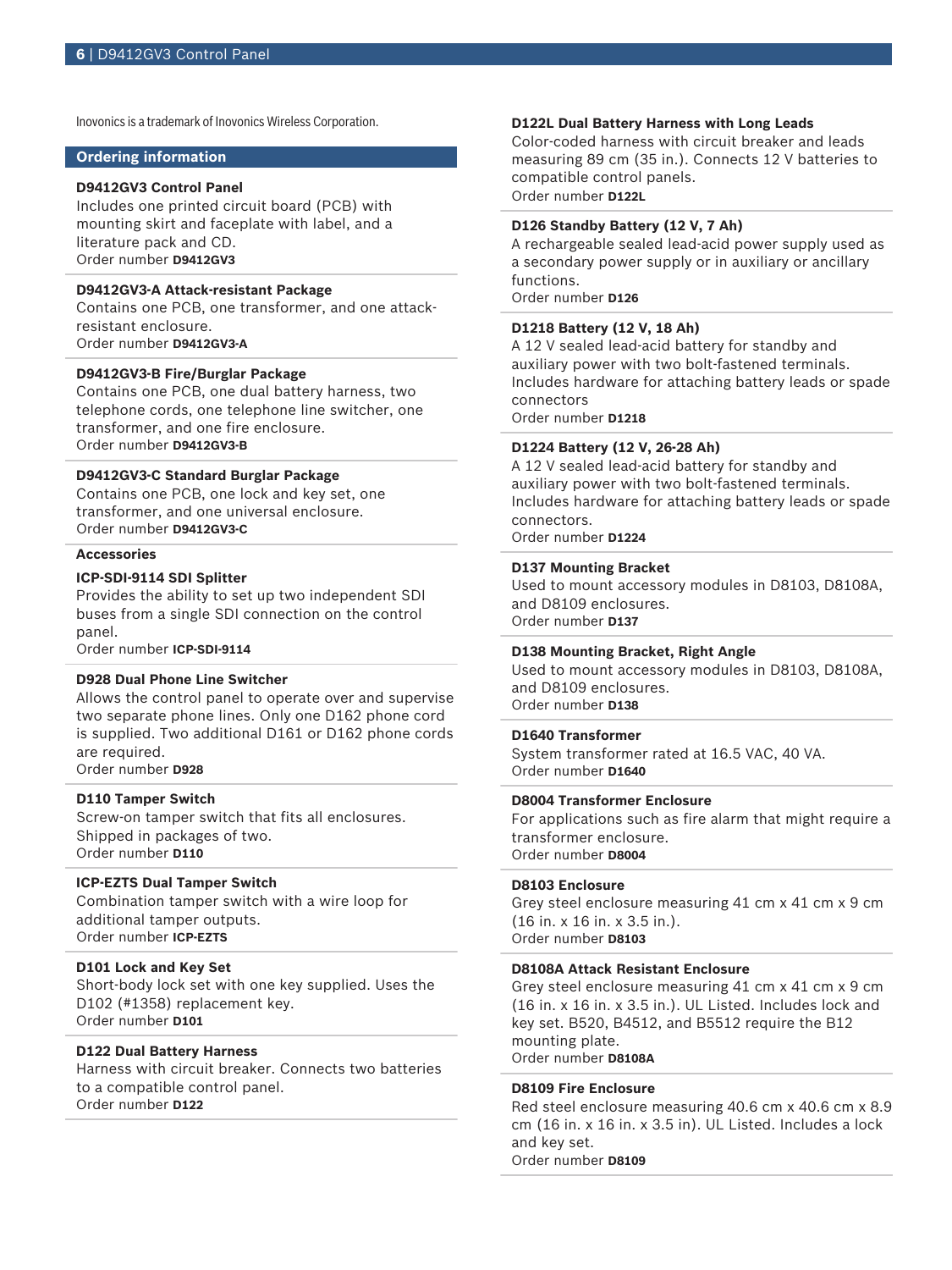Inovonics is a trademark of Inovonics Wireless Corporation.

## Ordering information

**D9412GV3 Control Panel**
Includes one printed circuit board (PCB) with mounting skirt and faceplate with label, and a literature pack and CD.
Order number **D9412GV3**

**D9412GV3-A Attack-resistant Package**
Contains one PCB, one transformer, and one attack-resistant enclosure.
Order number **D9412GV3-A**

**D9412GV3-B Fire/Burglar Package**
Contains one PCB, one dual battery harness, two telephone cords, one telephone line switcher, one transformer, and one fire enclosure.
Order number **D9412GV3-B**

**D9412GV3-C Standard Burglar Package**
Contains one PCB, one lock and key set, one transformer, and one universal enclosure.
Order number **D9412GV3-C**

### Accessories

**ICP-SDI-9114 SDI Splitter**
Provides the ability to set up two independent SDI buses from a single SDI connection on the control panel.
Order number **ICP-SDI-9114**

**D928 Dual Phone Line Switcher**
Allows the control panel to operate over and supervise two separate phone lines. Only one D162 phone cord is supplied. Two additional D161 or D162 phone cords are required.
Order number **D928**

**D110 Tamper Switch**
Screw-on tamper switch that fits all enclosures. Shipped in packages of two.
Order number **D110**

**ICP-EZTS Dual Tamper Switch**
Combination tamper switch with a wire loop for additional tamper outputs.
Order number **ICP-EZTS**

**D101 Lock and Key Set**
Short-body lock set with one key supplied. Uses the D102 (#1358) replacement key.
Order number **D101**

**D122 Dual Battery Harness**
Harness with circuit breaker. Connects two batteries to a compatible control panel.
Order number **D122**

**D122L Dual Battery Harness with Long Leads**
Color-coded harness with circuit breaker and leads measuring 89 cm (35 in.). Connects 12 V batteries to compatible control panels.
Order number **D122L**

**D126 Standby Battery (12 V, 7 Ah)**
A rechargeable sealed lead-acid power supply used as a secondary power supply or in auxiliary or ancillary functions.
Order number **D126**

**D1218 Battery (12 V, 18 Ah)**
A 12 V sealed lead-acid battery for standby and auxiliary power with two bolt-fastened terminals. Includes hardware for attaching battery leads or spade connectors
Order number **D1218**

**D1224 Battery (12 V, 26-28 Ah)**
A 12 V sealed lead-acid battery for standby and auxiliary power with two bolt-fastened terminals. Includes hardware for attaching battery leads or spade connectors.
Order number **D1224**

**D137 Mounting Bracket**
Used to mount accessory modules in D8103, D8108A, and D8109 enclosures.
Order number **D137**

**D138 Mounting Bracket, Right Angle**
Used to mount accessory modules in D8103, D8108A, and D8109 enclosures.
Order number **D138**

**D1640 Transformer**
System transformer rated at 16.5 VAC, 40 VA.
Order number **D1640**

**D8004 Transformer Enclosure**
For applications such as fire alarm that might require a transformer enclosure.
Order number **D8004**

**D8103 Enclosure**
Grey steel enclosure measuring 41 cm x 41 cm x 9 cm (16 in. x 16 in. x 3.5 in.).
Order number **D8103**

**D8108A Attack Resistant Enclosure**
Grey steel enclosure measuring 41 cm x 41 cm x 9 cm (16 in. x 16 in. x 3.5 in.). UL Listed. Includes lock and key set. B520, B4512, and B5512 require the B12 mounting plate.
Order number **D8108A**

**D8109 Fire Enclosure**
Red steel enclosure measuring 40.6 cm x 40.6 cm x 8.9 cm (16 in. x 16 in. x 3.5 in). UL Listed. Includes a lock and key set.
Order number **D8109**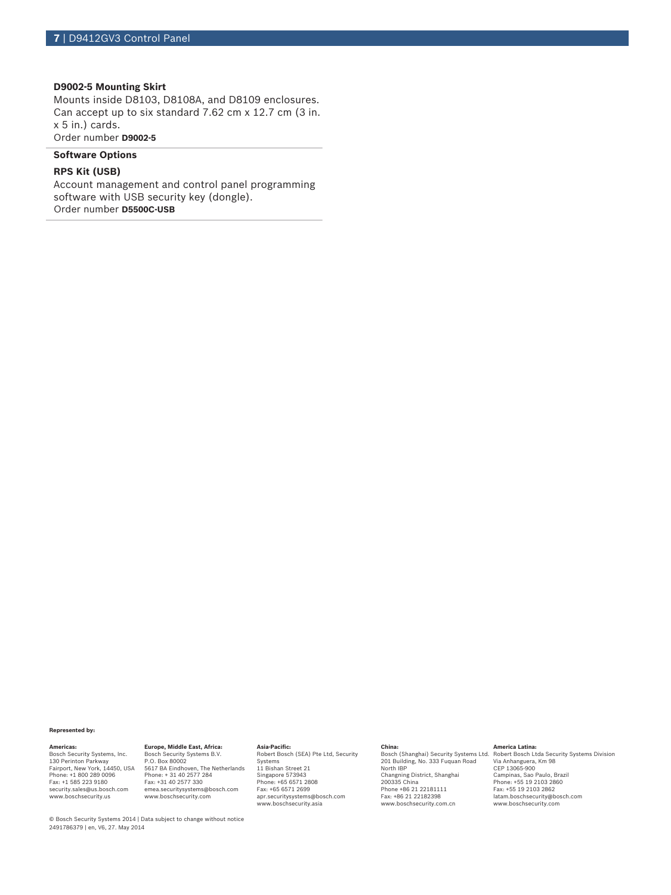**D9002-5 Mounting Skirt**

Mounts inside D8103, D8108A, and D8109 enclosures. Can accept up to six standard 7.62 cm x 12.7 cm (3 in. x 5 in.) cards.

Order number **D9002-5**

### Software Options

**RPS Kit (USB)**

Account management and control panel programming software with USB security key (dongle).

Order number **D5500C-USB**

**Represented by:**

**Americas:**
Bosch Security Systems, Inc.
130 Perinton Parkway
Fairport, New York, 14450, USA
Phone: +1 800 289 0096
Fax: +1 585 223 9180
security.sales@us.bosch.com
www.boschsecurity.us

**Europe, Middle East, Africa:**
Bosch Security Systems B.V.
P.O. Box 80002
5617 BA Eindhoven, The Netherlands
Phone: + 31 40 2577 284
Fax: +31 40 2577 330
emea.securitysystems@bosch.com
www.boschsecurity.com

**Asia-Pacific:**
Robert Bosch (SEA) Pte Ltd, Security Systems
11 Bishan Street 21
Singapore 573943
Phone: +65 6571 2808
Fax: +65 6571 2699
apr.securitysystems@bosch.com
www.boschsecurity.asia

**China:**
Bosch (Shanghai) Security Systems Ltd.
201 Building, No. 333 Fuquan Road
North IBP
Changning District, Shanghai
200335 China
Phone +86 21 22181111
Fax: +86 21 22182398
www.boschsecurity.com.cn

**America Latina:**
Robert Bosch Ltda Security Systems Division
Via Anhanguera, Km 98
CEP 13065-900
Campinas, Sao Paulo, Brazil
Phone: +55 19 2103 2860
Fax: +55 19 2103 2862
latam.boschsecurity@bosch.com
www.boschsecurity.com

© Bosch Security Systems 2014 | Data subject to change without notice
2491786379 | en, V6, 27. May 2014